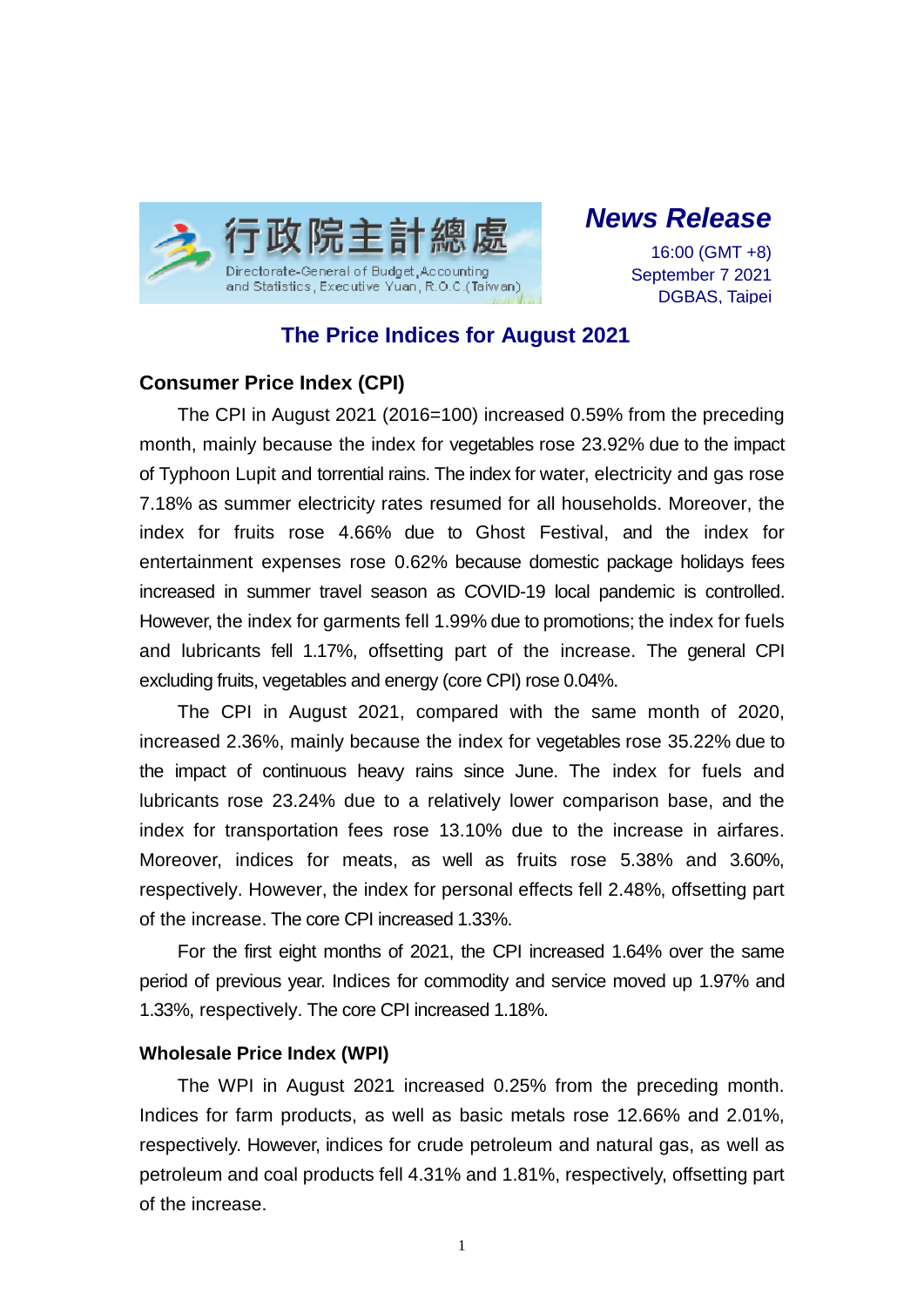行政院主計總處
Directorate-General of Budget, Accounting and Statistics, Executive Yuan, R.O.C. (Taiwan)

***News Release***

16:00 (GMT +8)
September 7 2021
DGBAS, Taipei

# The Price Indices for August 2021

## Consumer Price Index (CPI)

The CPI in August 2021 (2016=100) increased 0.59% from the preceding month, mainly because the index for vegetables rose 23.92% due to the impact of Typhoon Lupit and torrential rains. The index for water, electricity and gas rose 7.18% as summer electricity rates resumed for all households. Moreover, the index for fruits rose 4.66% due to Ghost Festival, and the index for entertainment expenses rose 0.62% because domestic package holidays fees increased in summer travel season as COVID-19 local pandemic is controlled. However, the index for garments fell 1.99% due to promotions; the index for fuels and lubricants fell 1.17%, offsetting part of the increase. The general CPI excluding fruits, vegetables and energy (core CPI) rose 0.04%.

The CPI in August 2021, compared with the same month of 2020, increased 2.36%, mainly because the index for vegetables rose 35.22% due to the impact of continuous heavy rains since June. The index for fuels and lubricants rose 23.24% due to a relatively lower comparison base, and the index for transportation fees rose 13.10% due to the increase in airfares. Moreover, indices for meats, as well as fruits rose 5.38% and 3.60%, respectively. However, the index for personal effects fell 2.48%, offsetting part of the increase. The core CPI increased 1.33%.

For the first eight months of 2021, the CPI increased 1.64% over the same period of previous year. Indices for commodity and service moved up 1.97% and 1.33%, respectively. The core CPI increased 1.18%.

## Wholesale Price Index (WPI)

The WPI in August 2021 increased 0.25% from the preceding month. Indices for farm products, as well as basic metals rose 12.66% and 2.01%, respectively. However, indices for crude petroleum and natural gas, as well as petroleum and coal products fell 4.31% and 1.81%, respectively, offsetting part of the increase.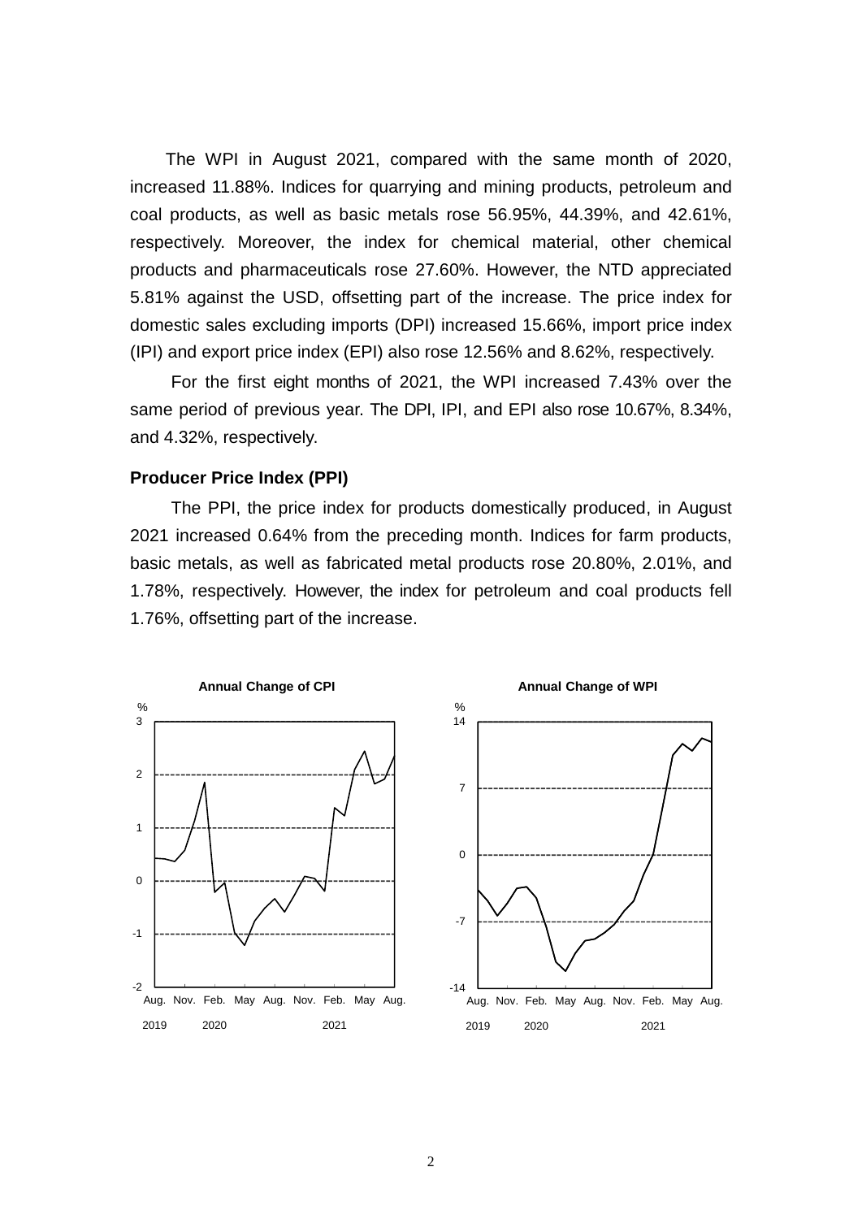The WPI in August 2021, compared with the same month of 2020, increased 11.88%. Indices for quarrying and mining products, petroleum and coal products, as well as basic metals rose 56.95%, 44.39%, and 42.61%, respectively. Moreover, the index for chemical material, other chemical products and pharmaceuticals rose 27.60%. However, the NTD appreciated 5.81% against the USD, offsetting part of the increase. The price index for domestic sales excluding imports (DPI) increased 15.66%, import price index (IPI) and export price index (EPI) also rose 12.56% and 8.62%, respectively.

For the first eight months of 2021, the WPI increased 7.43% over the same period of previous year. The DPI, IPI, and EPI also rose 10.67%, 8.34%, and 4.32%, respectively.

### Producer Price Index (PPI)

The PPI, the price index for products domestically produced, in August 2021 increased 0.64% from the preceding month. Indices for farm products, basic metals, as well as fabricated metal products rose 20.80%, 2.01%, and 1.78%, respectively. However, the index for petroleum and coal products fell 1.76%, offsetting part of the increase.

**Annual Change of CPI**

**Annual Change of WPI**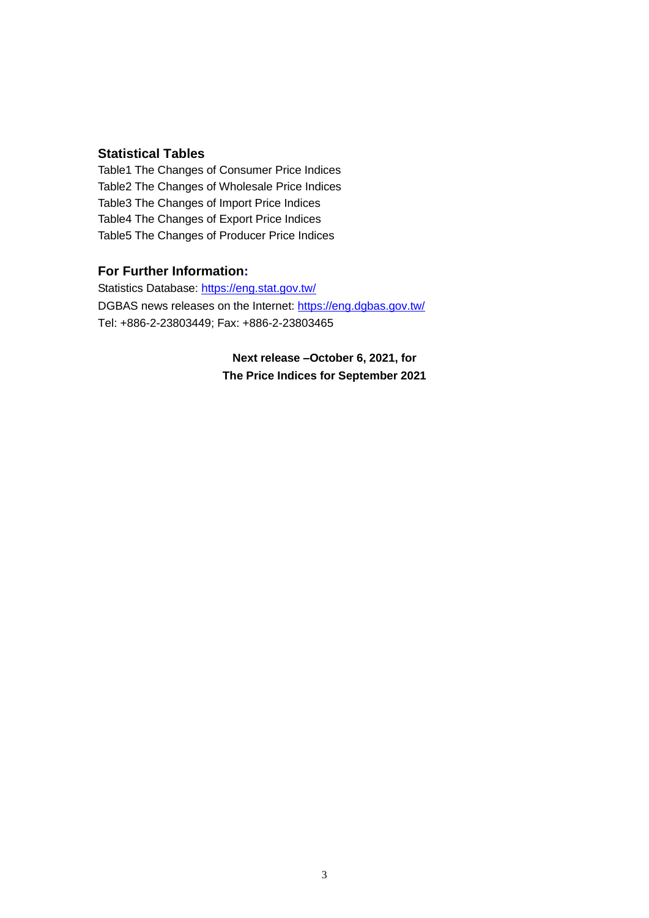## Statistical Tables

Table1 The Changes of Consumer Price Indices
Table2 The Changes of Wholesale Price Indices
Table3 The Changes of Import Price Indices
Table4 The Changes of Export Price Indices
Table5 The Changes of Producer Price Indices

## For Further Information:

Statistics Database: https://eng.stat.gov.tw/
DGBAS news releases on the Internet: https://eng.dgbas.gov.tw/
Tel: +886-2-23803449; Fax: +886-2-23803465

**Next release –October 6, 2021, for**
**The Price Indices for September 2021**